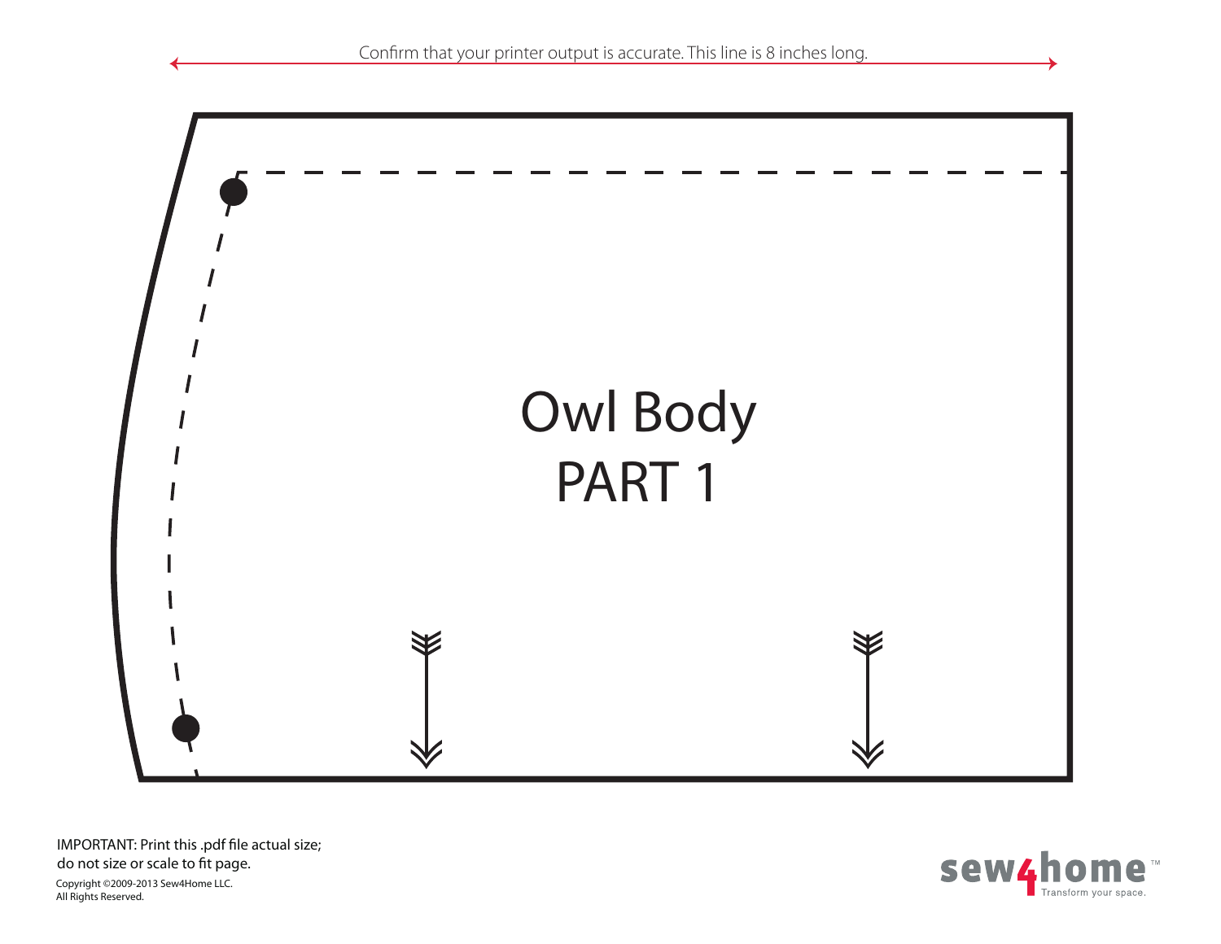Confirm that your printer output is accurate. This line is 8 inches long.

# Owl Body
# PART 1

IMPORTANT: Print this .pdf file actual size; do not size or scale to fit page.

Copyright ©2009-2013 Sew4Home LLC.
All Rights Reserved.

sew4home™ Transform your space.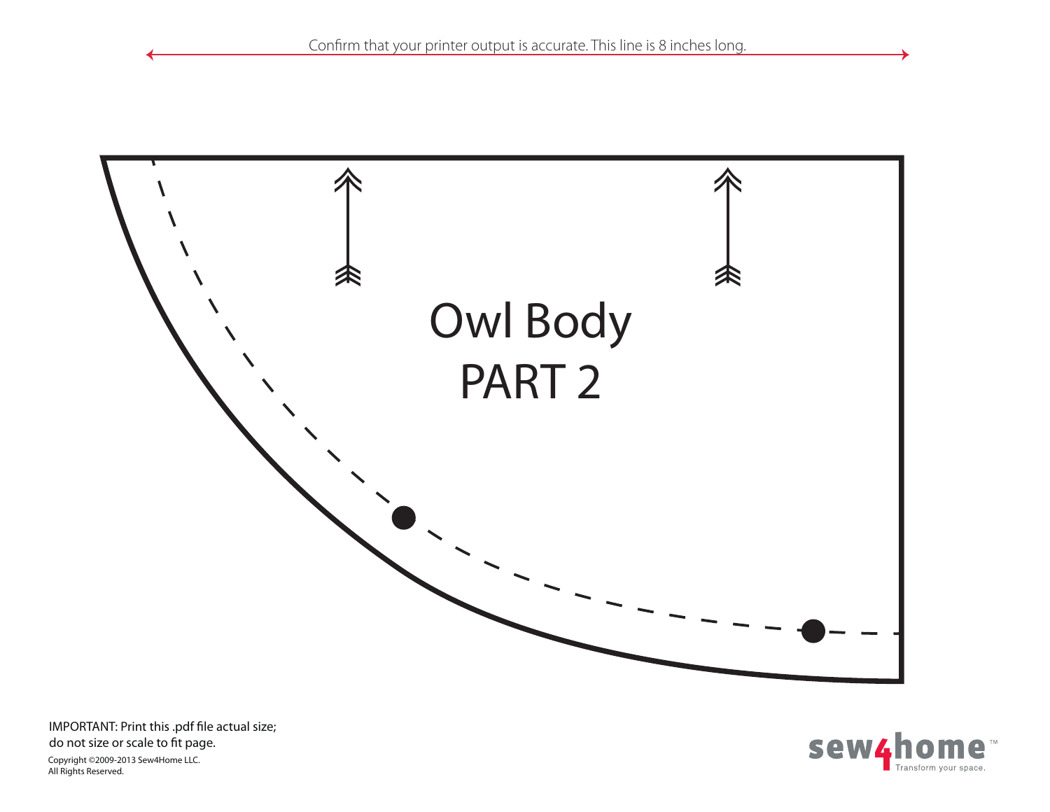Confirm that your printer output is accurate. This line is 8 inches long.

# Owl Body PART 2

IMPORTANT: Print this .pdf file actual size; do not size or scale to fit page.

Copyright ©2009-2013 Sew4Home LLC. All Rights Reserved.

sew4home™ Transform your space.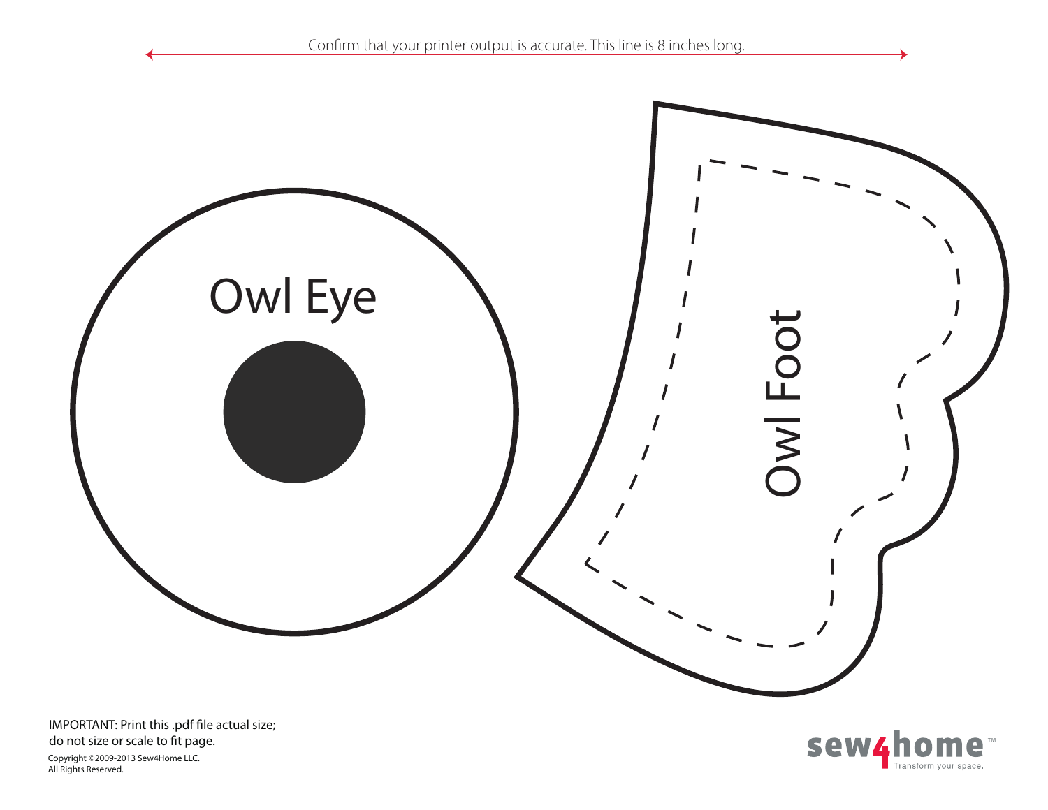Confirm that your printer output is accurate. This line is 8 inches long.

Owl Eye

Owl Foot

IMPORTANT: Print this .pdf file actual size; do not size or scale to fit page.

Copyright ©2009-2013 Sew4Home LLC. All Rights Reserved.

sew4home™ Transform your space.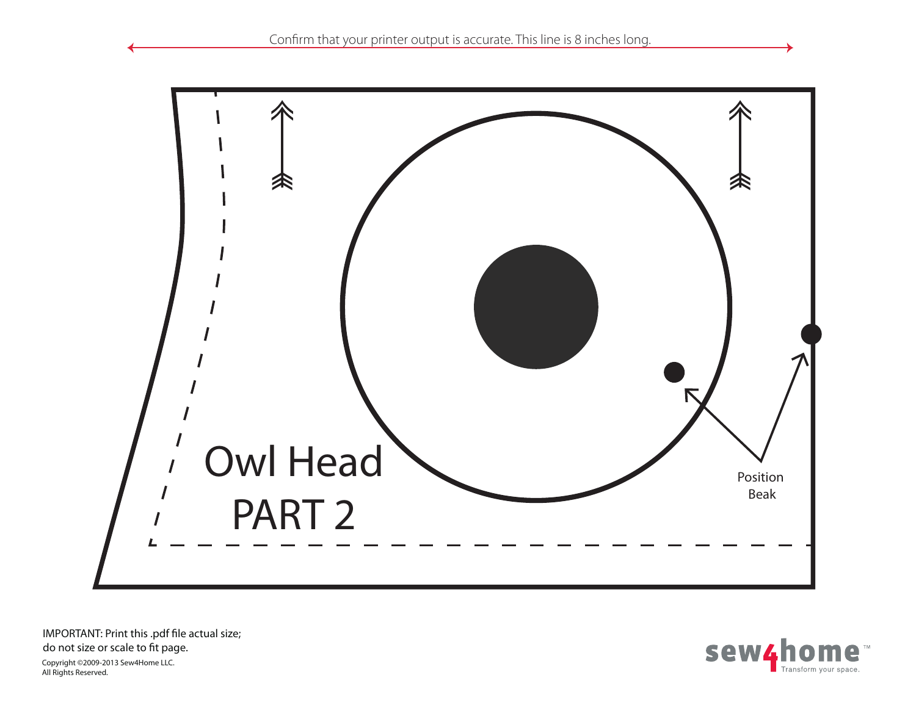Confirm that your printer output is accurate. This line is 8 inches long.

Owl Head
PART 2

Position
Beak

IMPORTANT: Print this .pdf file actual size;
do not size or scale to fit page.

Copyright ©2009-2013 Sew4Home LLC.
All Rights Reserved.

sew4home™
Transform your space.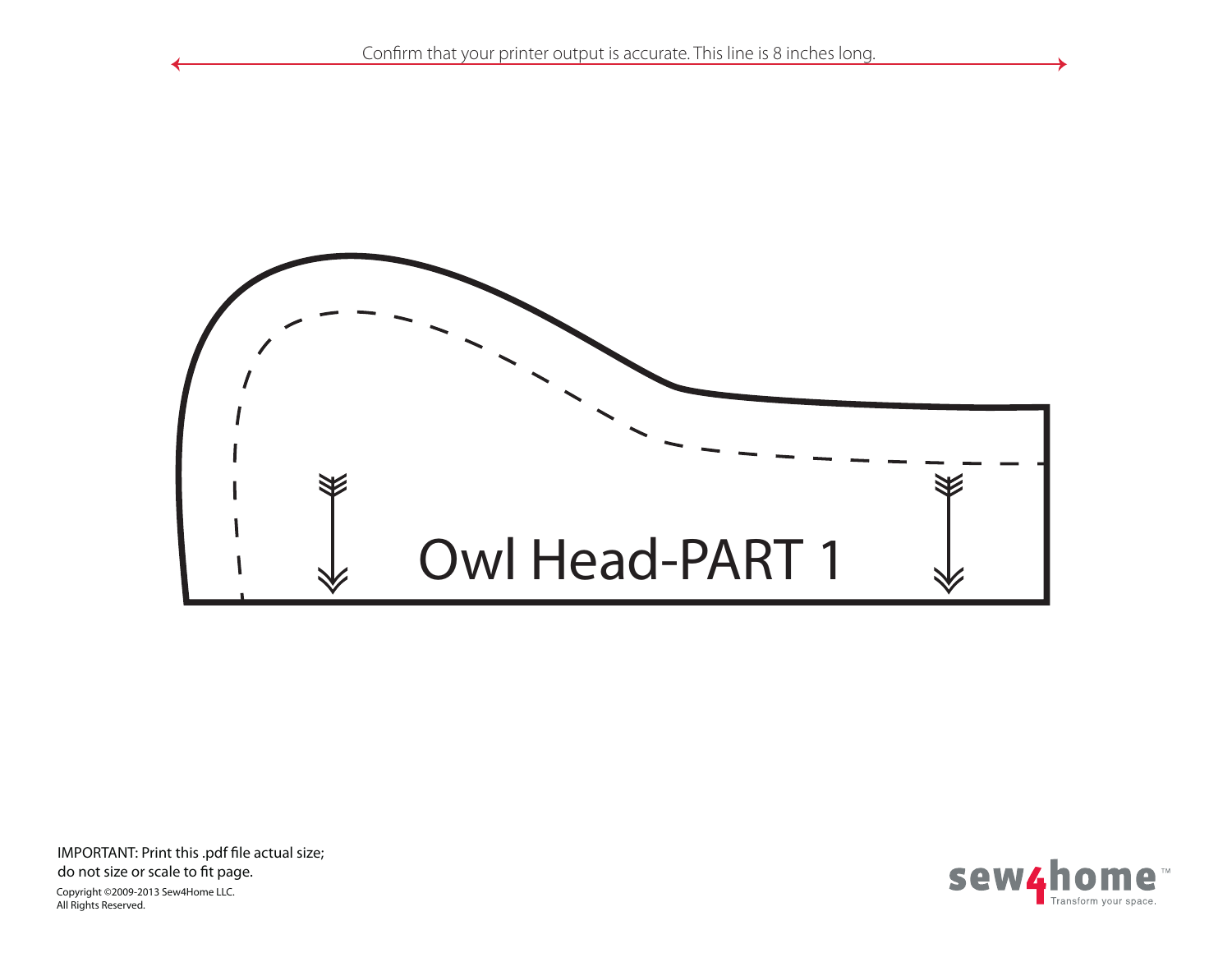Confirm that your printer output is accurate. This line is 8 inches long.

Owl Head-PART 1

IMPORTANT: Print this .pdf file actual size; do not size or scale to fit page.

Copyright ©2009-2013 Sew4Home LLC.
All Rights Reserved.

sew4home™
Transform your space.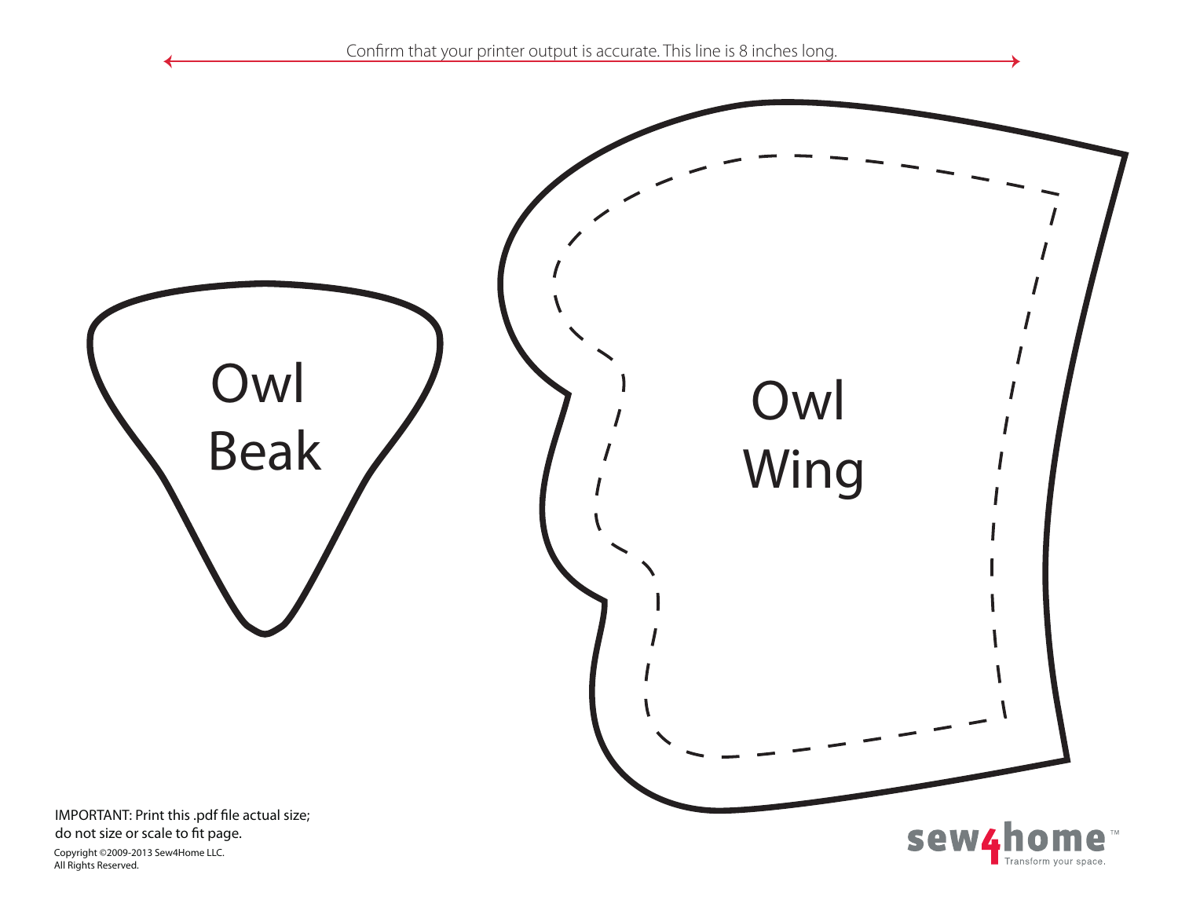Confirm that your printer output is accurate. This line is 8 inches long.

Owl Beak

Owl Wing

IMPORTANT: Print this .pdf file actual size; do not size or scale to fit page.

Copyright ©2009-2013 Sew4Home LLC. All Rights Reserved.

sew4home™ Transform your space.